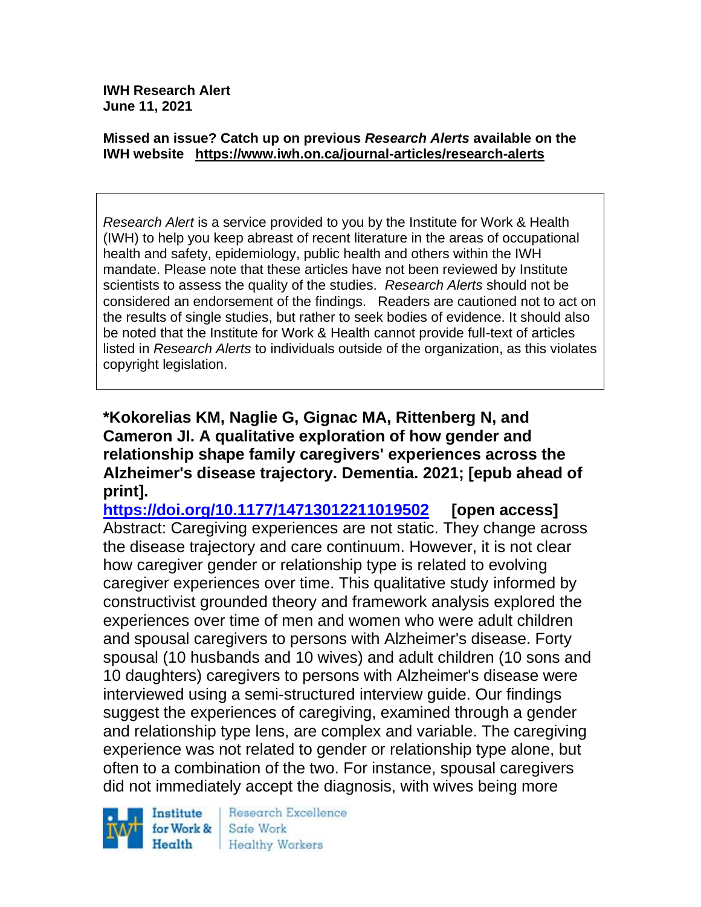**IWH Research Alert**
**June 11, 2021**

**Missed an issue? Catch up on previous *Research Alerts* available on the IWH website https://www.iwh.on.ca/journal-articles/research-alerts**

*Research Alert* is a service provided to you by the Institute for Work & Health (IWH) to help you keep abreast of recent literature in the areas of occupational health and safety, epidemiology, public health and others within the IWH mandate. Please note that these articles have not been reviewed by Institute scientists to assess the quality of the studies. *Research Alerts* should not be considered an endorsement of the findings. Readers are cautioned not to act on the results of single studies, but rather to seek bodies of evidence. It should also be noted that the Institute for Work & Health cannot provide full-text of articles listed in *Research Alerts* to individuals outside of the organization, as this violates copyright legislation.

**\*Kokorelias KM, Naglie G, Gignac MA, Rittenberg N, and Cameron JI. A qualitative exploration of how gender and relationship shape family caregivers' experiences across the Alzheimer's disease trajectory. Dementia. 2021; [epub ahead of print].**

**https://doi.org/10.1177/14713012211019502** **[open access]**

Abstract: Caregiving experiences are not static. They change across the disease trajectory and care continuum. However, it is not clear how caregiver gender or relationship type is related to evolving caregiver experiences over time. This qualitative study informed by constructivist grounded theory and framework analysis explored the experiences over time of men and women who were adult children and spousal caregivers to persons with Alzheimer's disease. Forty spousal (10 husbands and 10 wives) and adult children (10 sons and 10 daughters) caregivers to persons with Alzheimer's disease were interviewed using a semi-structured interview guide. Our findings suggest the experiences of caregiving, examined through a gender and relationship type lens, are complex and variable. The caregiving experience was not related to gender or relationship type alone, but often to a combination of the two. For instance, spousal caregivers did not immediately accept the diagnosis, with wives being more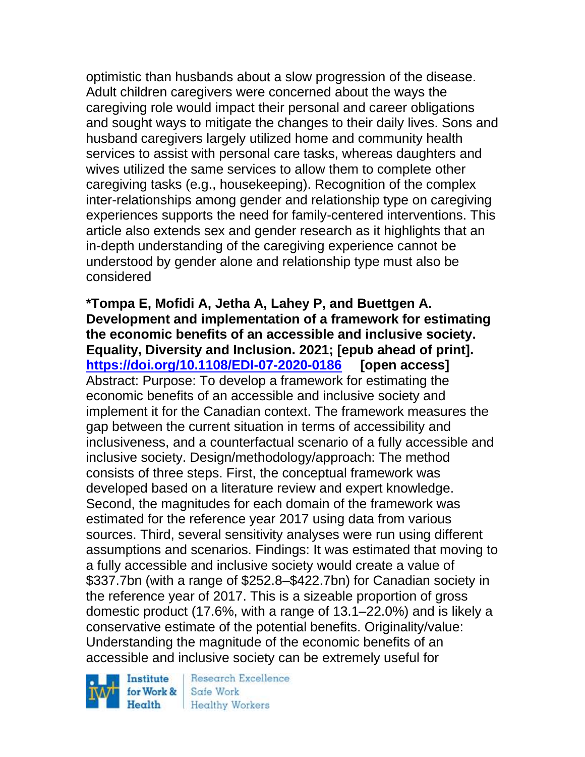optimistic than husbands about a slow progression of the disease. Adult children caregivers were concerned about the ways the caregiving role would impact their personal and career obligations and sought ways to mitigate the changes to their daily lives. Sons and husband caregivers largely utilized home and community health services to assist with personal care tasks, whereas daughters and wives utilized the same services to allow them to complete other caregiving tasks (e.g., housekeeping). Recognition of the complex inter-relationships among gender and relationship type on caregiving experiences supports the need for family-centered interventions. This article also extends sex and gender research as it highlights that an in-depth understanding of the caregiving experience cannot be understood by gender alone and relationship type must also be considered

**\*Tompa E, Mofidi A, Jetha A, Lahey P, and Buettgen A. Development and implementation of a framework for estimating the economic benefits of an accessible and inclusive society. Equality, Diversity and Inclusion. 2021; [epub ahead of print]. https://doi.org/10.1108/EDI-07-2020-0186 [open access]**

Abstract: Purpose: To develop a framework for estimating the economic benefits of an accessible and inclusive society and implement it for the Canadian context. The framework measures the gap between the current situation in terms of accessibility and inclusiveness, and a counterfactual scenario of a fully accessible and inclusive society. Design/methodology/approach: The method consists of three steps. First, the conceptual framework was developed based on a literature review and expert knowledge. Second, the magnitudes for each domain of the framework was estimated for the reference year 2017 using data from various sources. Third, several sensitivity analyses were run using different assumptions and scenarios. Findings: It was estimated that moving to a fully accessible and inclusive society would create a value of $337.7bn (with a range of $252.8–$422.7bn) for Canadian society in the reference year of 2017. This is a sizeable proportion of gross domestic product (17.6%, with a range of 13.1–22.0%) and is likely a conservative estimate of the potential benefits. Originality/value: Understanding the magnitude of the economic benefits of an accessible and inclusive society can be extremely useful for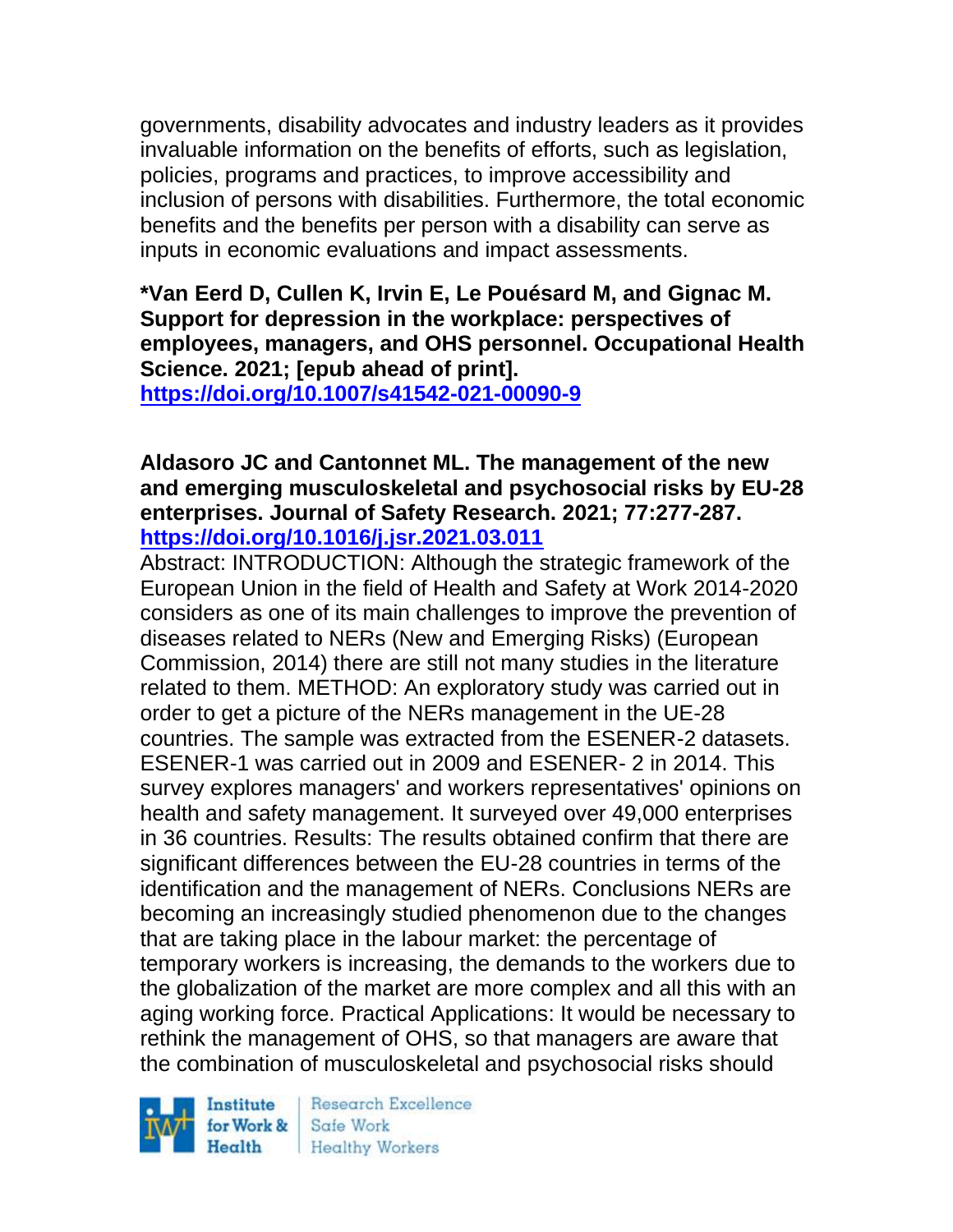governments, disability advocates and industry leaders as it provides invaluable information on the benefits of efforts, such as legislation, policies, programs and practices, to improve accessibility and inclusion of persons with disabilities. Furthermore, the total economic benefits and the benefits per person with a disability can serve as inputs in economic evaluations and impact assessments.

**\*Van Eerd D, Cullen K, Irvin E, Le Pouésard M, and Gignac M. Support for depression in the workplace: perspectives of employees, managers, and OHS personnel. Occupational Health Science. 2021; [epub ahead of print].**
**https://doi.org/10.1007/s41542-021-00090-9**

**Aldasoro JC and Cantonnet ML. The management of the new and emerging musculoskeletal and psychosocial risks by EU-28 enterprises. Journal of Safety Research. 2021; 77:277-287.**
**https://doi.org/10.1016/j.jsr.2021.03.011**

Abstract: INTRODUCTION: Although the strategic framework of the European Union in the field of Health and Safety at Work 2014-2020 considers as one of its main challenges to improve the prevention of diseases related to NERs (New and Emerging Risks) (European Commission, 2014) there are still not many studies in the literature related to them. METHOD: An exploratory study was carried out in order to get a picture of the NERs management in the UE-28 countries. The sample was extracted from the ESENER-2 datasets. ESENER-1 was carried out in 2009 and ESENER- 2 in 2014. This survey explores managers' and workers representatives' opinions on health and safety management. It surveyed over 49,000 enterprises in 36 countries. Results: The results obtained confirm that there are significant differences between the EU-28 countries in terms of the identification and the management of NERs. Conclusions NERs are becoming an increasingly studied phenomenon due to the changes that are taking place in the labour market: the percentage of temporary workers is increasing, the demands to the workers due to the globalization of the market are more complex and all this with an aging working force. Practical Applications: It would be necessary to rethink the management of OHS, so that managers are aware that the combination of musculoskeletal and psychosocial risks should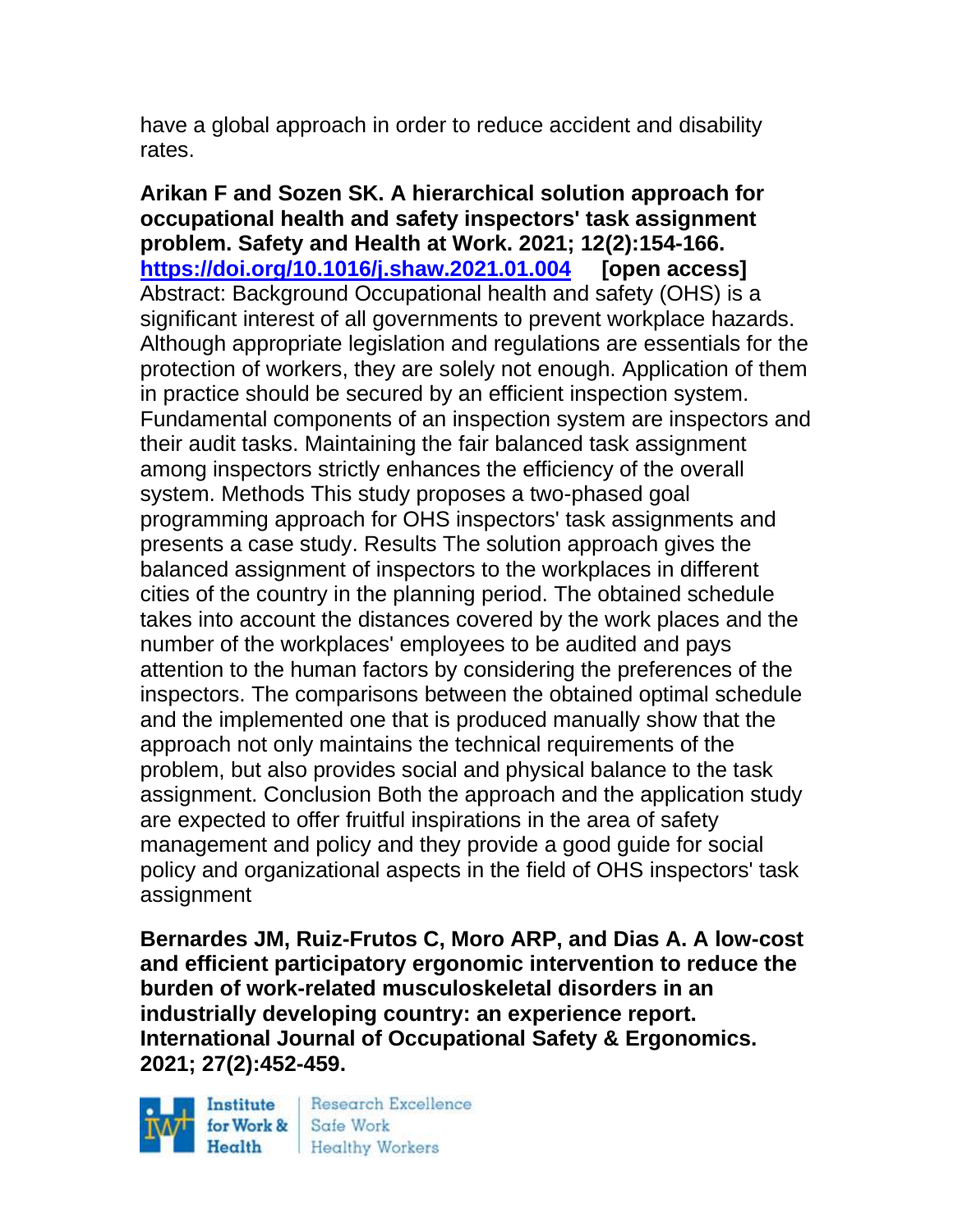have a global approach in order to reduce accident and disability rates.

**Arikan F and Sozen SK. A hierarchical solution approach for occupational health and safety inspectors' task assignment problem. Safety and Health at Work. 2021; 12(2):154-166.**
**https://doi.org/10.1016/j.shaw.2021.01.004** **[open access]**
Abstract: Background Occupational health and safety (OHS) is a significant interest of all governments to prevent workplace hazards. Although appropriate legislation and regulations are essentials for the protection of workers, they are solely not enough. Application of them in practice should be secured by an efficient inspection system. Fundamental components of an inspection system are inspectors and their audit tasks. Maintaining the fair balanced task assignment among inspectors strictly enhances the efficiency of the overall system. Methods This study proposes a two-phased goal programming approach for OHS inspectors' task assignments and presents a case study. Results The solution approach gives the balanced assignment of inspectors to the workplaces in different cities of the country in the planning period. The obtained schedule takes into account the distances covered by the work places and the number of the workplaces' employees to be audited and pays attention to the human factors by considering the preferences of the inspectors. The comparisons between the obtained optimal schedule and the implemented one that is produced manually show that the approach not only maintains the technical requirements of the problem, but also provides social and physical balance to the task assignment. Conclusion Both the approach and the application study are expected to offer fruitful inspirations in the area of safety management and policy and they provide a good guide for social policy and organizational aspects in the field of OHS inspectors' task assignment

**Bernardes JM, Ruiz-Frutos C, Moro ARP, and Dias A. A low-cost and efficient participatory ergonomic intervention to reduce the burden of work-related musculoskeletal disorders in an industrially developing country: an experience report. International Journal of Occupational Safety & Ergonomics. 2021; 27(2):452-459.**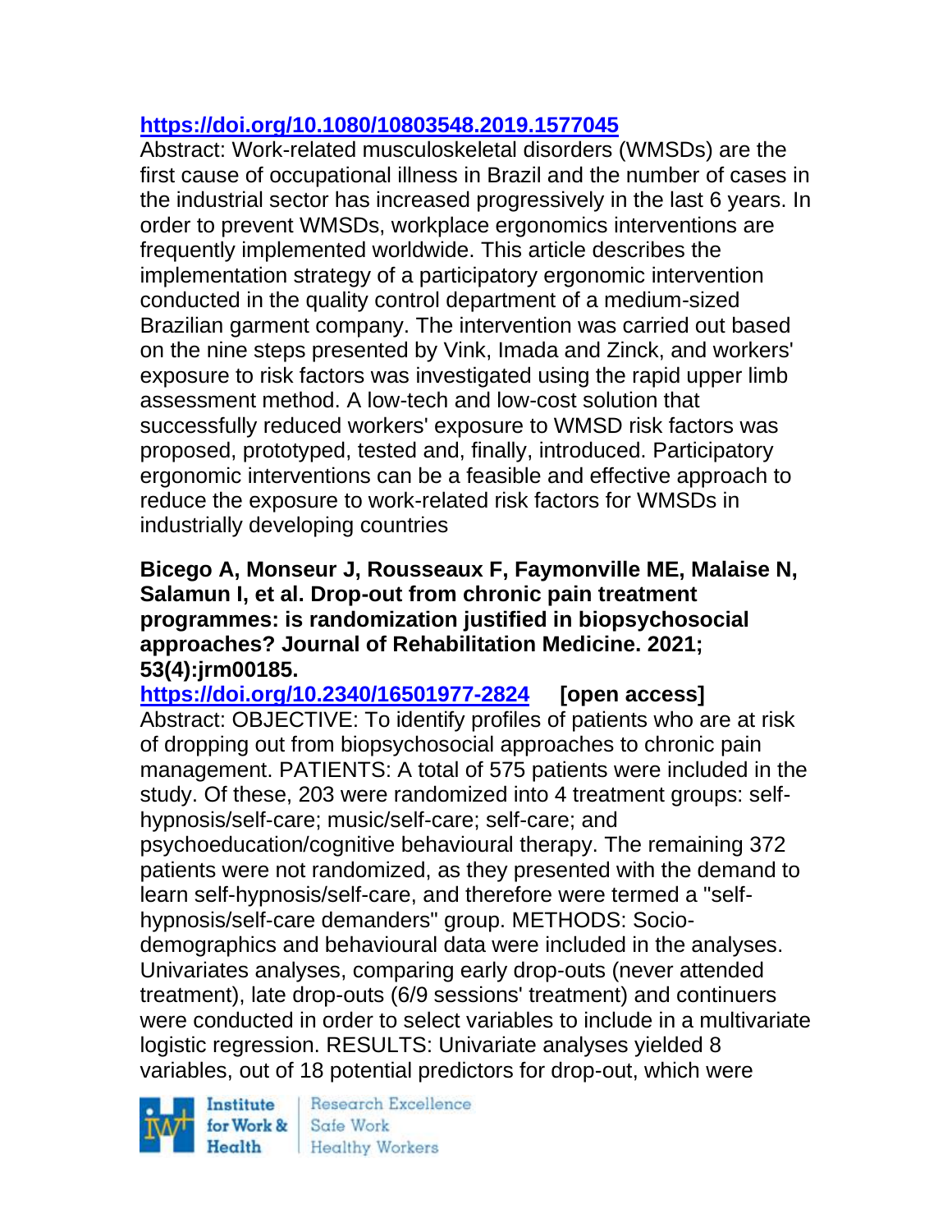https://doi.org/10.1080/10803548.2019.1577045

Abstract: Work-related musculoskeletal disorders (WMSDs) are the first cause of occupational illness in Brazil and the number of cases in the industrial sector has increased progressively in the last 6 years. In order to prevent WMSDs, workplace ergonomics interventions are frequently implemented worldwide. This article describes the implementation strategy of a participatory ergonomic intervention conducted in the quality control department of a medium-sized Brazilian garment company. The intervention was carried out based on the nine steps presented by Vink, Imada and Zinck, and workers' exposure to risk factors was investigated using the rapid upper limb assessment method. A low-tech and low-cost solution that successfully reduced workers' exposure to WMSD risk factors was proposed, prototyped, tested and, finally, introduced. Participatory ergonomic interventions can be a feasible and effective approach to reduce the exposure to work-related risk factors for WMSDs in industrially developing countries

**Bicego A, Monseur J, Rousseaux F, Faymonville ME, Malaise N, Salamun I, et al. Drop-out from chronic pain treatment programmes: is randomization justified in biopsychosocial approaches? Journal of Rehabilitation Medicine. 2021; 53(4):jrm00185.**

https://doi.org/10.2340/16501977-2824 **[open access]**

Abstract: OBJECTIVE: To identify profiles of patients who are at risk of dropping out from biopsychosocial approaches to chronic pain management. PATIENTS: A total of 575 patients were included in the study. Of these, 203 were randomized into 4 treatment groups: self-hypnosis/self-care; music/self-care; self-care; and psychoeducation/cognitive behavioural therapy. The remaining 372 patients were not randomized, as they presented with the demand to learn self-hypnosis/self-care, and therefore were termed a "self-hypnosis/self-care demanders" group. METHODS: Socio-demographics and behavioural data were included in the analyses. Univariates analyses, comparing early drop-outs (never attended treatment), late drop-outs (6/9 sessions' treatment) and continuers were conducted in order to select variables to include in a multivariate logistic regression. RESULTS: Univariate analyses yielded 8 variables, out of 18 potential predictors for drop-out, which were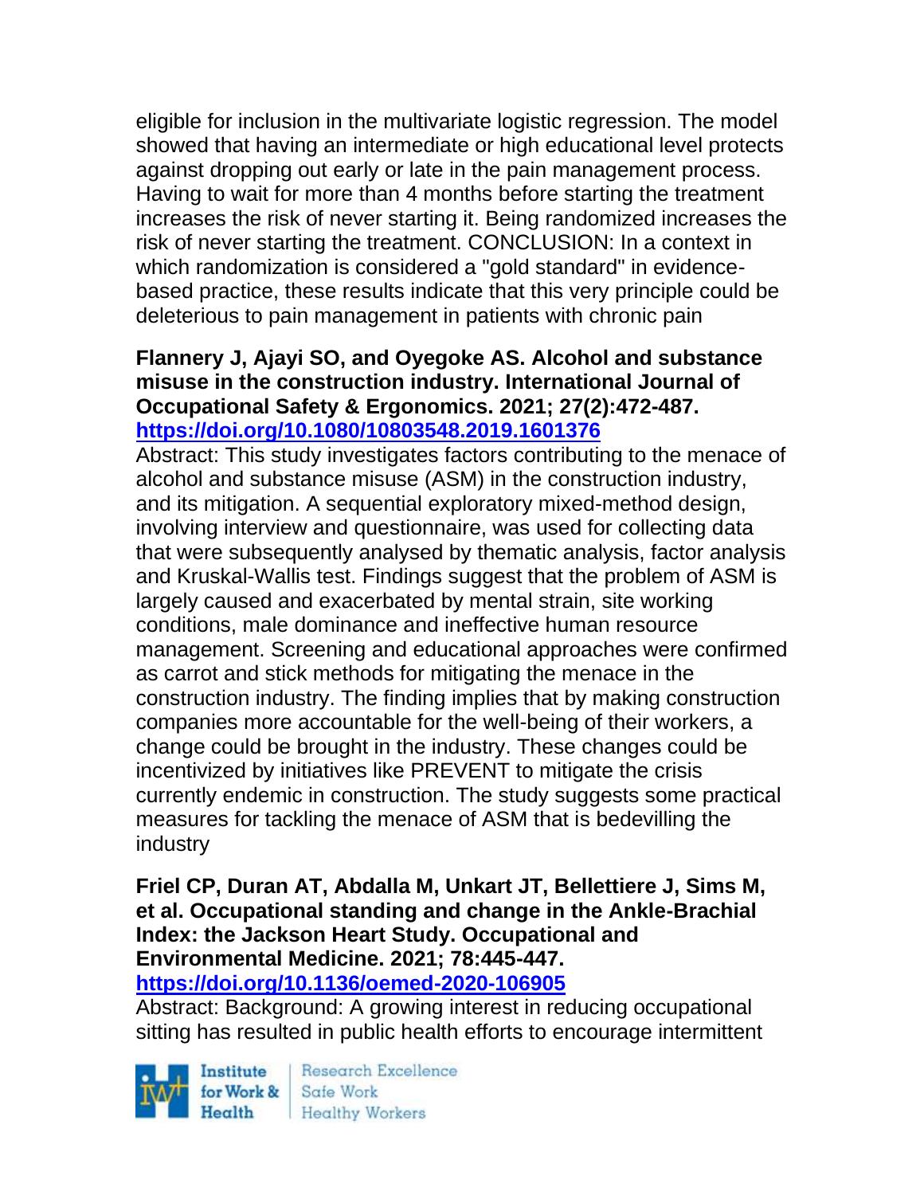eligible for inclusion in the multivariate logistic regression. The model showed that having an intermediate or high educational level protects against dropping out early or late in the pain management process. Having to wait for more than 4 months before starting the treatment increases the risk of never starting it. Being randomized increases the risk of never starting the treatment. CONCLUSION: In a context in which randomization is considered a "gold standard" in evidence-based practice, these results indicate that this very principle could be deleterious to pain management in patients with chronic pain

**Flannery J, Ajayi SO, and Oyegoke AS. Alcohol and substance misuse in the construction industry. International Journal of Occupational Safety & Ergonomics. 2021; 27(2):472-487. https://doi.org/10.1080/10803548.2019.1601376**

Abstract: This study investigates factors contributing to the menace of alcohol and substance misuse (ASM) in the construction industry, and its mitigation. A sequential exploratory mixed-method design, involving interview and questionnaire, was used for collecting data that were subsequently analysed by thematic analysis, factor analysis and Kruskal-Wallis test. Findings suggest that the problem of ASM is largely caused and exacerbated by mental strain, site working conditions, male dominance and ineffective human resource management. Screening and educational approaches were confirmed as carrot and stick methods for mitigating the menace in the construction industry. The finding implies that by making construction companies more accountable for the well-being of their workers, a change could be brought in the industry. These changes could be incentivized by initiatives like PREVENT to mitigate the crisis currently endemic in construction. The study suggests some practical measures for tackling the menace of ASM that is bedevilling the industry

**Friel CP, Duran AT, Abdalla M, Unkart JT, Bellettiere J, Sims M, et al. Occupational standing and change in the Ankle-Brachial Index: the Jackson Heart Study. Occupational and Environmental Medicine. 2021; 78:445-447. https://doi.org/10.1136/oemed-2020-106905**

Abstract: Background: A growing interest in reducing occupational sitting has resulted in public health efforts to encourage intermittent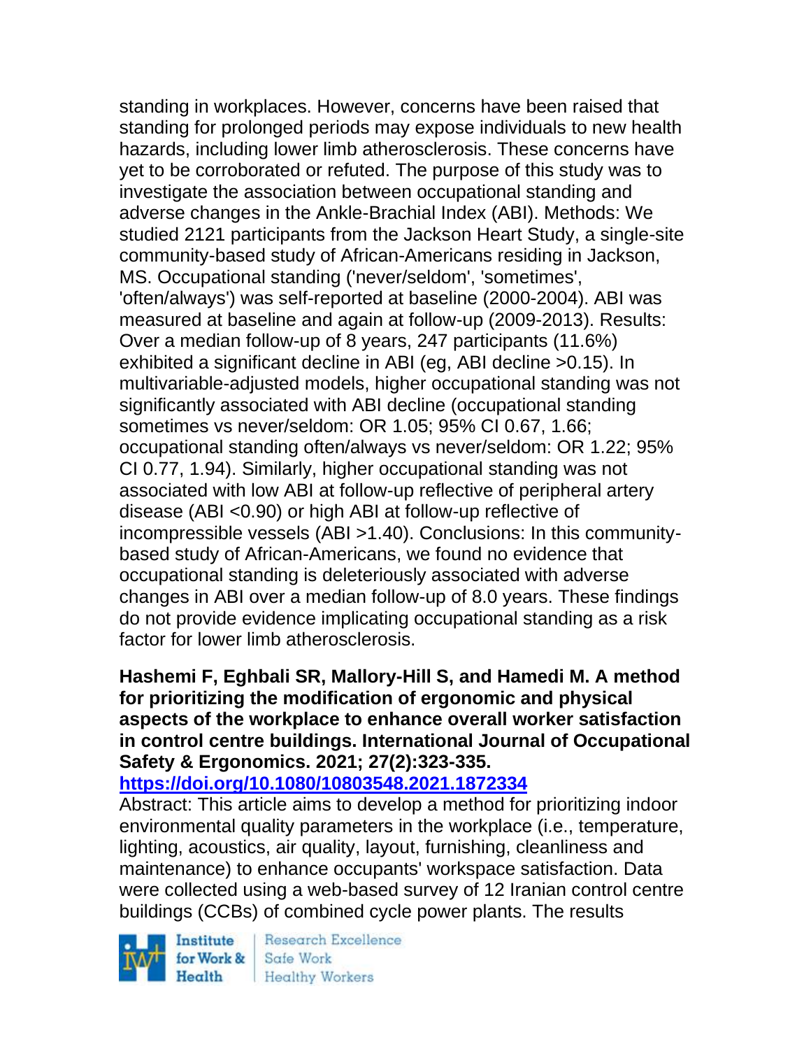standing in workplaces. However, concerns have been raised that standing for prolonged periods may expose individuals to new health hazards, including lower limb atherosclerosis. These concerns have yet to be corroborated or refuted. The purpose of this study was to investigate the association between occupational standing and adverse changes in the Ankle-Brachial Index (ABI). Methods: We studied 2121 participants from the Jackson Heart Study, a single-site community-based study of African-Americans residing in Jackson, MS. Occupational standing ('never/seldom', 'sometimes', 'often/always') was self-reported at baseline (2000-2004). ABI was measured at baseline and again at follow-up (2009-2013). Results: Over a median follow-up of 8 years, 247 participants (11.6%) exhibited a significant decline in ABI (eg, ABI decline >0.15). In multivariable-adjusted models, higher occupational standing was not significantly associated with ABI decline (occupational standing sometimes vs never/seldom: OR 1.05; 95% CI 0.67, 1.66; occupational standing often/always vs never/seldom: OR 1.22; 95% CI 0.77, 1.94). Similarly, higher occupational standing was not associated with low ABI at follow-up reflective of peripheral artery disease (ABI <0.90) or high ABI at follow-up reflective of incompressible vessels (ABI >1.40). Conclusions: In this community-based study of African-Americans, we found no evidence that occupational standing is deleteriously associated with adverse changes in ABI over a median follow-up of 8.0 years. These findings do not provide evidence implicating occupational standing as a risk factor for lower limb atherosclerosis.

**Hashemi F, Eghbali SR, Mallory-Hill S, and Hamedi M. A method for prioritizing the modification of ergonomic and physical aspects of the workplace to enhance overall worker satisfaction in control centre buildings. International Journal of Occupational Safety & Ergonomics. 2021; 27(2):323-335.**
**https://doi.org/10.1080/10803548.2021.1872334**

Abstract: This article aims to develop a method for prioritizing indoor environmental quality parameters in the workplace (i.e., temperature, lighting, acoustics, air quality, layout, furnishing, cleanliness and maintenance) to enhance occupants' workspace satisfaction. Data were collected using a web-based survey of 12 Iranian control centre buildings (CCBs) of combined cycle power plants. The results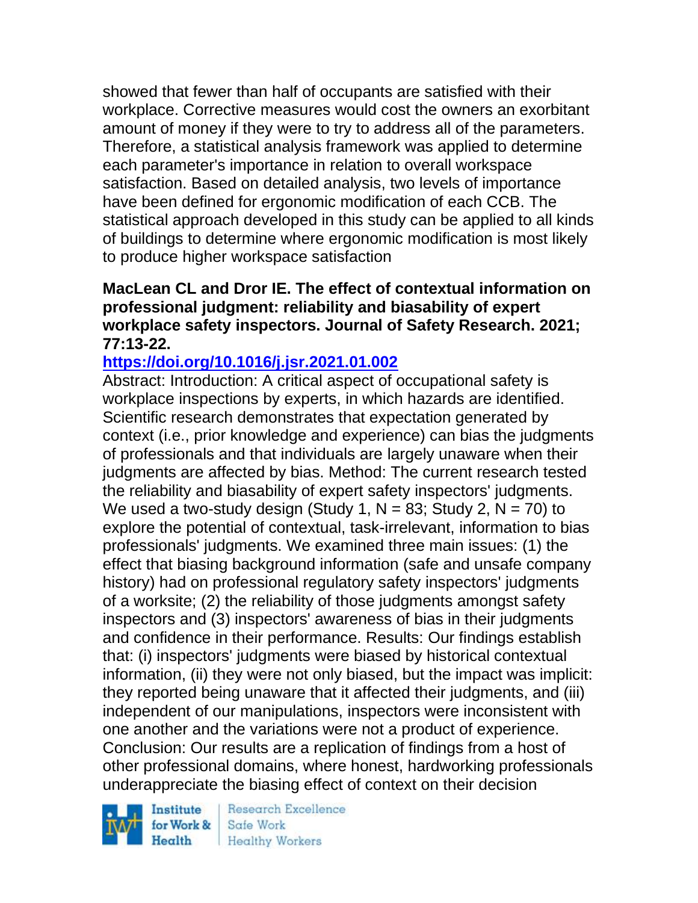showed that fewer than half of occupants are satisfied with their workplace. Corrective measures would cost the owners an exorbitant amount of money if they were to try to address all of the parameters. Therefore, a statistical analysis framework was applied to determine each parameter's importance in relation to overall workspace satisfaction. Based on detailed analysis, two levels of importance have been defined for ergonomic modification of each CCB. The statistical approach developed in this study can be applied to all kinds of buildings to determine where ergonomic modification is most likely to produce higher workspace satisfaction

**MacLean CL and Dror IE. The effect of contextual information on professional judgment: reliability and biasability of expert workplace safety inspectors. Journal of Safety Research. 2021; 77:13-22.**

**https://doi.org/10.1016/j.jsr.2021.01.002**

Abstract: Introduction: A critical aspect of occupational safety is workplace inspections by experts, in which hazards are identified. Scientific research demonstrates that expectation generated by context (i.e., prior knowledge and experience) can bias the judgments of professionals and that individuals are largely unaware when their judgments are affected by bias. Method: The current research tested the reliability and biasability of expert safety inspectors' judgments. We used a two-study design (Study 1, N = 83; Study 2, N = 70) to explore the potential of contextual, task-irrelevant, information to bias professionals' judgments. We examined three main issues: (1) the effect that biasing background information (safe and unsafe company history) had on professional regulatory safety inspectors' judgments of a worksite; (2) the reliability of those judgments amongst safety inspectors and (3) inspectors' awareness of bias in their judgments and confidence in their performance. Results: Our findings establish that: (i) inspectors' judgments were biased by historical contextual information, (ii) they were not only biased, but the impact was implicit: they reported being unaware that it affected their judgments, and (iii) independent of our manipulations, inspectors were inconsistent with one another and the variations were not a product of experience. Conclusion: Our results are a replication of findings from a host of other professional domains, where honest, hardworking professionals underappreciate the biasing effect of context on their decision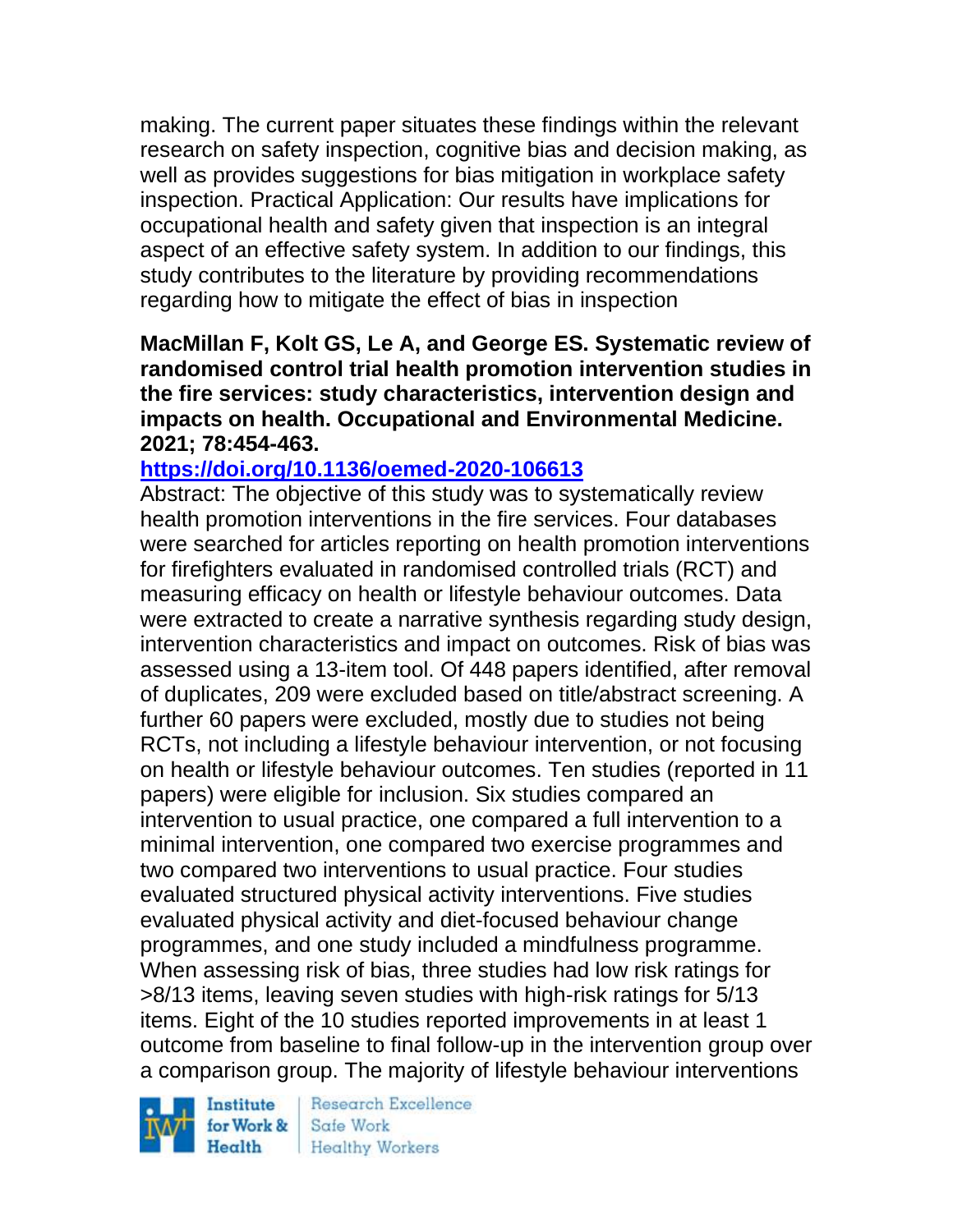making. The current paper situates these findings within the relevant research on safety inspection, cognitive bias and decision making, as well as provides suggestions for bias mitigation in workplace safety inspection. Practical Application: Our results have implications for occupational health and safety given that inspection is an integral aspect of an effective safety system. In addition to our findings, this study contributes to the literature by providing recommendations regarding how to mitigate the effect of bias in inspection

**MacMillan F, Kolt GS, Le A, and George ES. Systematic review of randomised control trial health promotion intervention studies in the fire services: study characteristics, intervention design and impacts on health. Occupational and Environmental Medicine. 2021; 78:454-463.**

**https://doi.org/10.1136/oemed-2020-106613**

Abstract: The objective of this study was to systematically review health promotion interventions in the fire services. Four databases were searched for articles reporting on health promotion interventions for firefighters evaluated in randomised controlled trials (RCT) and measuring efficacy on health or lifestyle behaviour outcomes. Data were extracted to create a narrative synthesis regarding study design, intervention characteristics and impact on outcomes. Risk of bias was assessed using a 13-item tool. Of 448 papers identified, after removal of duplicates, 209 were excluded based on title/abstract screening. A further 60 papers were excluded, mostly due to studies not being RCTs, not including a lifestyle behaviour intervention, or not focusing on health or lifestyle behaviour outcomes. Ten studies (reported in 11 papers) were eligible for inclusion. Six studies compared an intervention to usual practice, one compared a full intervention to a minimal intervention, one compared two exercise programmes and two compared two interventions to usual practice. Four studies evaluated structured physical activity interventions. Five studies evaluated physical activity and diet-focused behaviour change programmes, and one study included a mindfulness programme. When assessing risk of bias, three studies had low risk ratings for >8/13 items, leaving seven studies with high-risk ratings for 5/13 items. Eight of the 10 studies reported improvements in at least 1 outcome from baseline to final follow-up in the intervention group over a comparison group. The majority of lifestyle behaviour interventions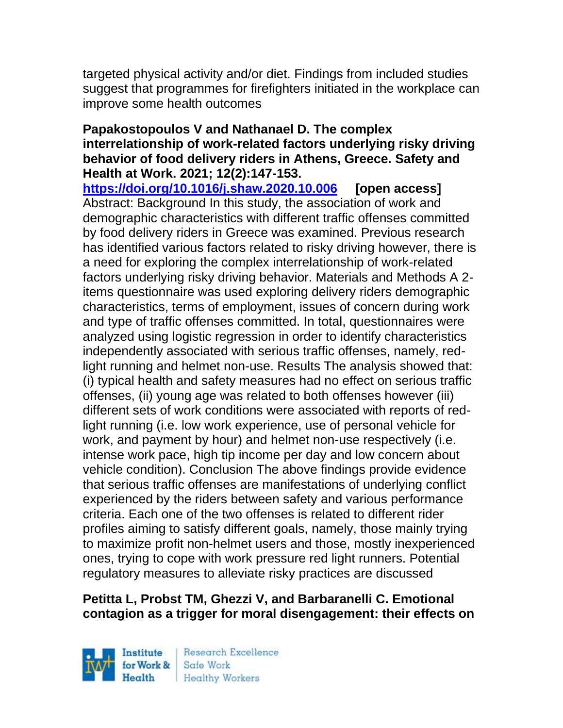targeted physical activity and/or diet. Findings from included studies suggest that programmes for firefighters initiated in the workplace can improve some health outcomes

**Papakostopoulos V and Nathanael D. The complex interrelationship of work-related factors underlying risky driving behavior of food delivery riders in Athens, Greece. Safety and Health at Work. 2021; 12(2):147-153.**
**https://doi.org/10.1016/j.shaw.2020.10.006** **[open access]**
Abstract: Background In this study, the association of work and demographic characteristics with different traffic offenses committed by food delivery riders in Greece was examined. Previous research has identified various factors related to risky driving however, there is a need for exploring the complex interrelationship of work-related factors underlying risky driving behavior. Materials and Methods A 2-items questionnaire was used exploring delivery riders demographic characteristics, terms of employment, issues of concern during work and type of traffic offenses committed. In total, questionnaires were analyzed using logistic regression in order to identify characteristics independently associated with serious traffic offenses, namely, red-light running and helmet non-use. Results The analysis showed that: (i) typical health and safety measures had no effect on serious traffic offenses, (ii) young age was related to both offenses however (iii) different sets of work conditions were associated with reports of red-light running (i.e. low work experience, use of personal vehicle for work, and payment by hour) and helmet non-use respectively (i.e. intense work pace, high tip income per day and low concern about vehicle condition). Conclusion The above findings provide evidence that serious traffic offenses are manifestations of underlying conflict experienced by the riders between safety and various performance criteria. Each one of the two offenses is related to different rider profiles aiming to satisfy different goals, namely, those mainly trying to maximize profit non-helmet users and those, mostly inexperienced ones, trying to cope with work pressure red light runners. Potential regulatory measures to alleviate risky practices are discussed

**Petitta L, Probst TM, Ghezzi V, and Barbaranelli C. Emotional contagion as a trigger for moral disengagement: their effects on**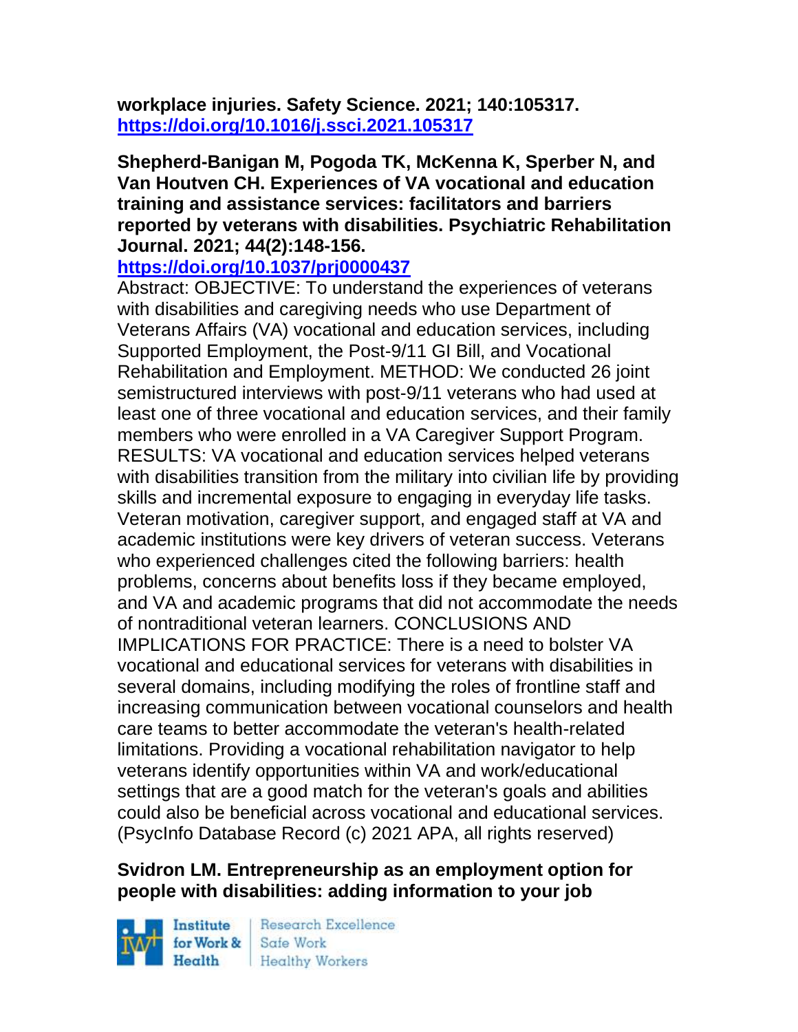**workplace injuries. Safety Science. 2021; 140:105317.**
**https://doi.org/10.1016/j.ssci.2021.105317**

**Shepherd-Banigan M, Pogoda TK, McKenna K, Sperber N, and Van Houtven CH. Experiences of VA vocational and education training and assistance services: facilitators and barriers reported by veterans with disabilities. Psychiatric Rehabilitation Journal. 2021; 44(2):148-156.**
**https://doi.org/10.1037/prj0000437**

Abstract: OBJECTIVE: To understand the experiences of veterans with disabilities and caregiving needs who use Department of Veterans Affairs (VA) vocational and education services, including Supported Employment, the Post-9/11 GI Bill, and Vocational Rehabilitation and Employment. METHOD: We conducted 26 joint semistructured interviews with post-9/11 veterans who had used at least one of three vocational and education services, and their family members who were enrolled in a VA Caregiver Support Program. RESULTS: VA vocational and education services helped veterans with disabilities transition from the military into civilian life by providing skills and incremental exposure to engaging in everyday life tasks. Veteran motivation, caregiver support, and engaged staff at VA and academic institutions were key drivers of veteran success. Veterans who experienced challenges cited the following barriers: health problems, concerns about benefits loss if they became employed, and VA and academic programs that did not accommodate the needs of nontraditional veteran learners. CONCLUSIONS AND IMPLICATIONS FOR PRACTICE: There is a need to bolster VA vocational and educational services for veterans with disabilities in several domains, including modifying the roles of frontline staff and increasing communication between vocational counselors and health care teams to better accommodate the veteran's health-related limitations. Providing a vocational rehabilitation navigator to help veterans identify opportunities within VA and work/educational settings that are a good match for the veteran's goals and abilities could also be beneficial across vocational and educational services. (PsycInfo Database Record (c) 2021 APA, all rights reserved)

**Svidron LM. Entrepreneurship as an employment option for people with disabilities: adding information to your job**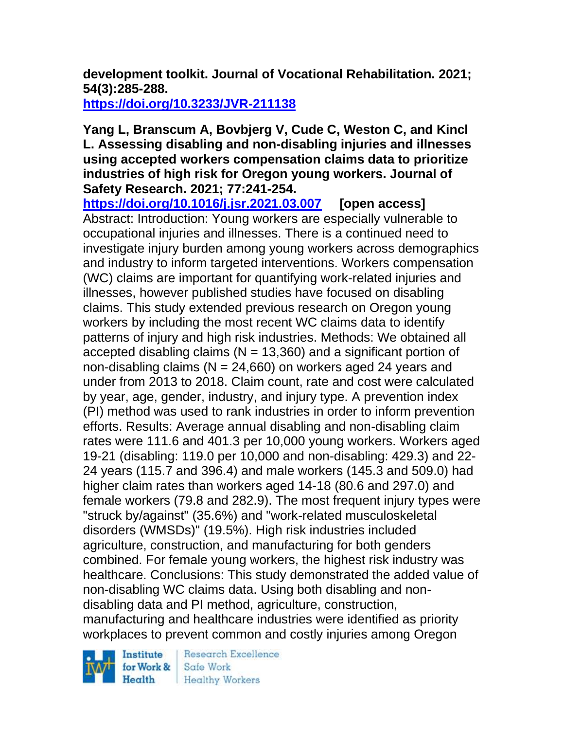**development toolkit. Journal of Vocational Rehabilitation. 2021; 54(3):285-288.**
**https://doi.org/10.3233/JVR-211138**

**Yang L, Branscum A, Bovbjerg V, Cude C, Weston C, and Kincl L. Assessing disabling and non-disabling injuries and illnesses using accepted workers compensation claims data to prioritize industries of high risk for Oregon young workers. Journal of Safety Research. 2021; 77:241-254.**
**https://doi.org/10.1016/j.jsr.2021.03.007 [open access]**
Abstract: Introduction: Young workers are especially vulnerable to occupational injuries and illnesses. There is a continued need to investigate injury burden among young workers across demographics and industry to inform targeted interventions. Workers compensation (WC) claims are important for quantifying work-related injuries and illnesses, however published studies have focused on disabling claims. This study extended previous research on Oregon young workers by including the most recent WC claims data to identify patterns of injury and high risk industries. Methods: We obtained all accepted disabling claims (N = 13,360) and a significant portion of non-disabling claims (N = 24,660) on workers aged 24 years and under from 2013 to 2018. Claim count, rate and cost were calculated by year, age, gender, industry, and injury type. A prevention index (PI) method was used to rank industries in order to inform prevention efforts. Results: Average annual disabling and non-disabling claim rates were 111.6 and 401.3 per 10,000 young workers. Workers aged 19-21 (disabling: 119.0 per 10,000 and non-disabling: 429.3) and 22-24 years (115.7 and 396.4) and male workers (145.3 and 509.0) had higher claim rates than workers aged 14-18 (80.6 and 297.0) and female workers (79.8 and 282.9). The most frequent injury types were "struck by/against" (35.6%) and "work-related musculoskeletal disorders (WMSDs)" (19.5%). High risk industries included agriculture, construction, and manufacturing for both genders combined. For female young workers, the highest risk industry was healthcare. Conclusions: This study demonstrated the added value of non-disabling WC claims data. Using both disabling and non-disabling data and PI method, agriculture, construction, manufacturing and healthcare industries were identified as priority workplaces to prevent common and costly injuries among Oregon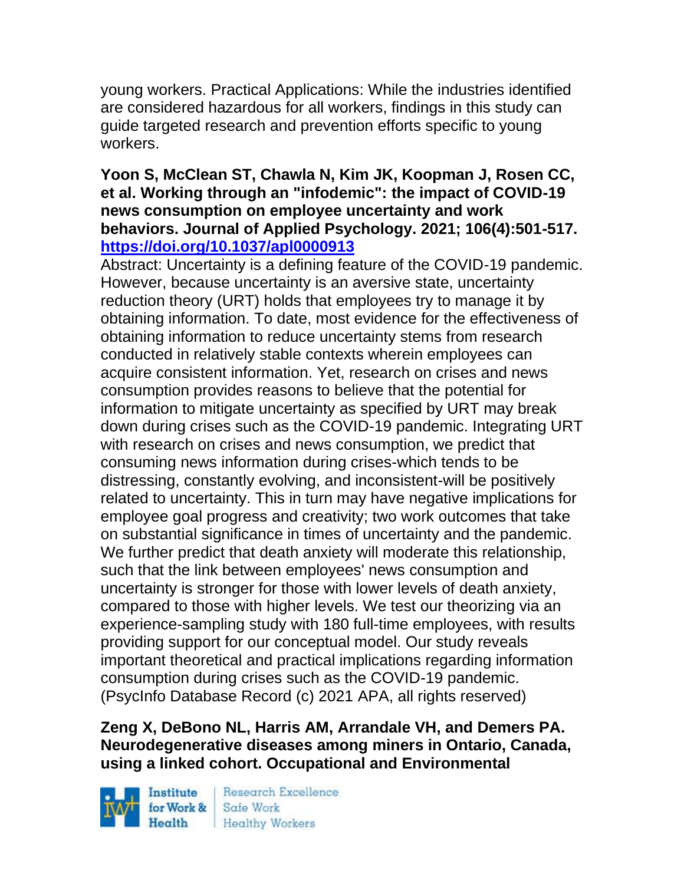young workers. Practical Applications: While the industries identified are considered hazardous for all workers, findings in this study can guide targeted research and prevention efforts specific to young workers.

**Yoon S, McClean ST, Chawla N, Kim JK, Koopman J, Rosen CC, et al. Working through an "infodemic": the impact of COVID-19 news consumption on employee uncertainty and work behaviors. Journal of Applied Psychology. 2021; 106(4):501-517. https://doi.org/10.1037/apl0000913**

Abstract: Uncertainty is a defining feature of the COVID-19 pandemic. However, because uncertainty is an aversive state, uncertainty reduction theory (URT) holds that employees try to manage it by obtaining information. To date, most evidence for the effectiveness of obtaining information to reduce uncertainty stems from research conducted in relatively stable contexts wherein employees can acquire consistent information. Yet, research on crises and news consumption provides reasons to believe that the potential for information to mitigate uncertainty as specified by URT may break down during crises such as the COVID-19 pandemic. Integrating URT with research on crises and news consumption, we predict that consuming news information during crises-which tends to be distressing, constantly evolving, and inconsistent-will be positively related to uncertainty. This in turn may have negative implications for employee goal progress and creativity; two work outcomes that take on substantial significance in times of uncertainty and the pandemic. We further predict that death anxiety will moderate this relationship, such that the link between employees' news consumption and uncertainty is stronger for those with lower levels of death anxiety, compared to those with higher levels. We test our theorizing via an experience-sampling study with 180 full-time employees, with results providing support for our conceptual model. Our study reveals important theoretical and practical implications regarding information consumption during crises such as the COVID-19 pandemic. (PsycInfo Database Record (c) 2021 APA, all rights reserved)

**Zeng X, DeBono NL, Harris AM, Arrandale VH, and Demers PA. Neurodegenerative diseases among miners in Ontario, Canada, using a linked cohort. Occupational and Environmental**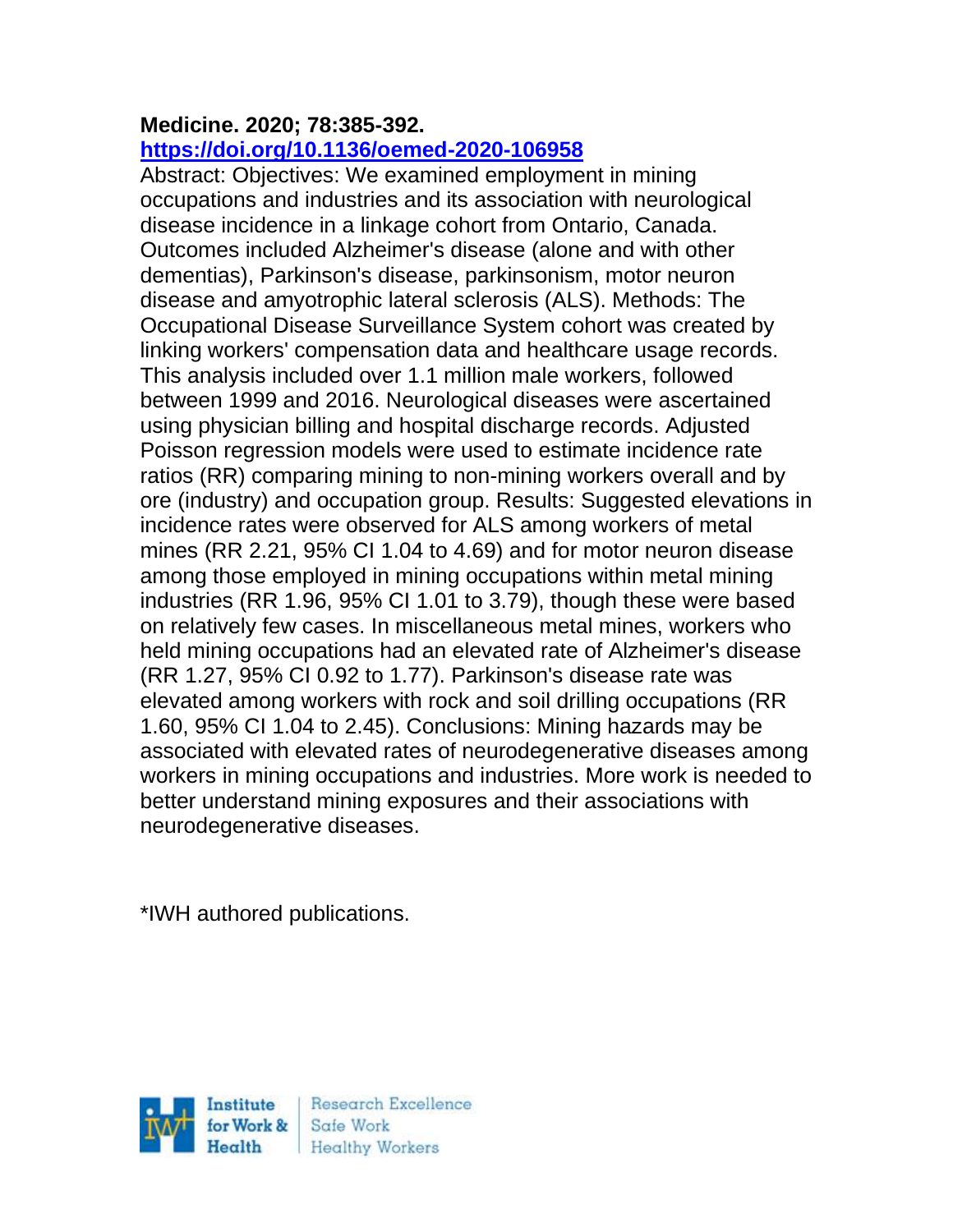**Medicine. 2020; 78:385-392.**
**https://doi.org/10.1136/oemed-2020-106958**

Abstract: Objectives: We examined employment in mining occupations and industries and its association with neurological disease incidence in a linkage cohort from Ontario, Canada. Outcomes included Alzheimer's disease (alone and with other dementias), Parkinson's disease, parkinsonism, motor neuron disease and amyotrophic lateral sclerosis (ALS). Methods: The Occupational Disease Surveillance System cohort was created by linking workers' compensation data and healthcare usage records. This analysis included over 1.1 million male workers, followed between 1999 and 2016. Neurological diseases were ascertained using physician billing and hospital discharge records. Adjusted Poisson regression models were used to estimate incidence rate ratios (RR) comparing mining to non-mining workers overall and by ore (industry) and occupation group. Results: Suggested elevations in incidence rates were observed for ALS among workers of metal mines (RR 2.21, 95% CI 1.04 to 4.69) and for motor neuron disease among those employed in mining occupations within metal mining industries (RR 1.96, 95% CI 1.01 to 3.79), though these were based on relatively few cases. In miscellaneous metal mines, workers who held mining occupations had an elevated rate of Alzheimer's disease (RR 1.27, 95% CI 0.92 to 1.77). Parkinson's disease rate was elevated among workers with rock and soil drilling occupations (RR 1.60, 95% CI 1.04 to 2.45). Conclusions: Mining hazards may be associated with elevated rates of neurodegenerative diseases among workers in mining occupations and industries. More work is needed to better understand mining exposures and their associations with neurodegenerative diseases.

*IWH authored publications.

Institute for Work & Health | Research Excellence Safe Work Healthy Workers